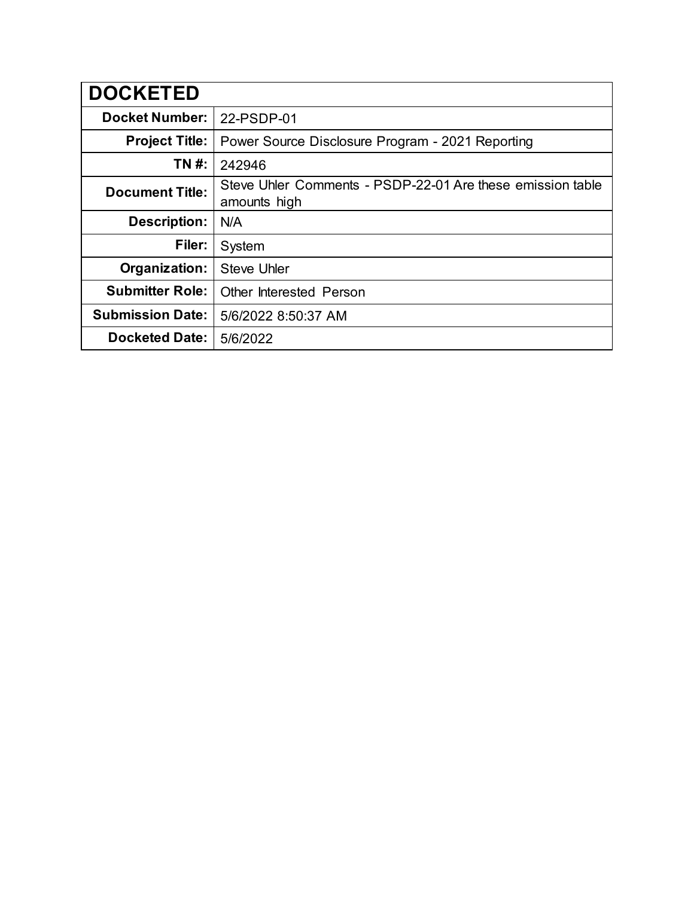| DOCKETED | |
|---|---|
| **Docket Number:** | 22-PSDP-01 |
| **Project Title:** | Power Source Disclosure Program - 2021 Reporting |
| **TN #:** | 242946 |
| **Document Title:** | Steve Uhler Comments - PSDP-22-01 Are these emission table amounts high |
| **Description:** | N/A |
| **Filer:** | System |
| **Organization:** | Steve Uhler |
| **Submitter Role:** | Other Interested Person |
| **Submission Date:** | 5/6/2022 8:50:37 AM |
| **Docketed Date:** | 5/6/2022 |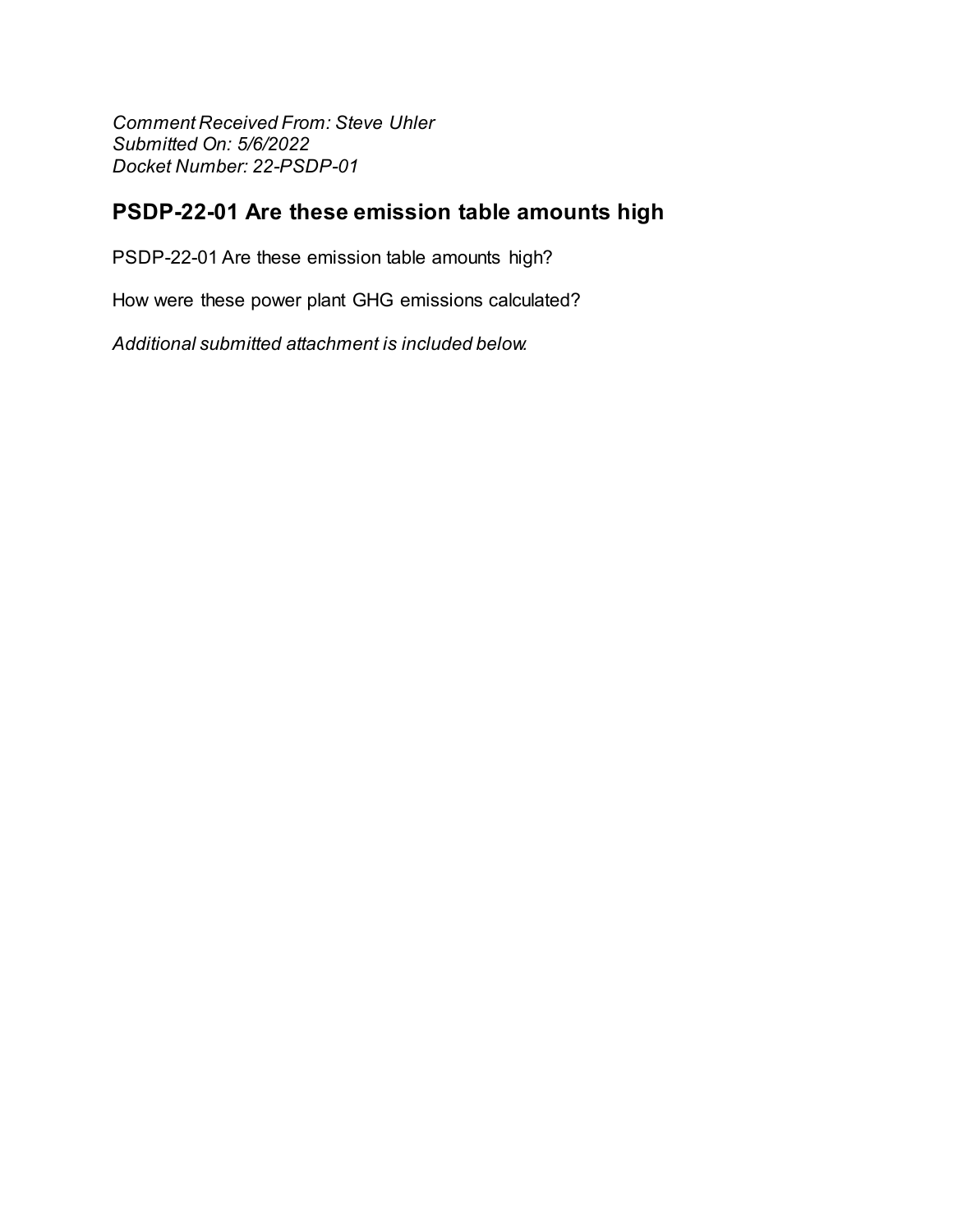*Comment Received From: Steve Uhler*
*Submitted On: 5/6/2022*
*Docket Number: 22-PSDP-01*

## PSDP-22-01 Are these emission table amounts high

PSDP-22-01 Are these emission table amounts high?

How were these power plant GHG emissions calculated?

*Additional submitted attachment is included below.*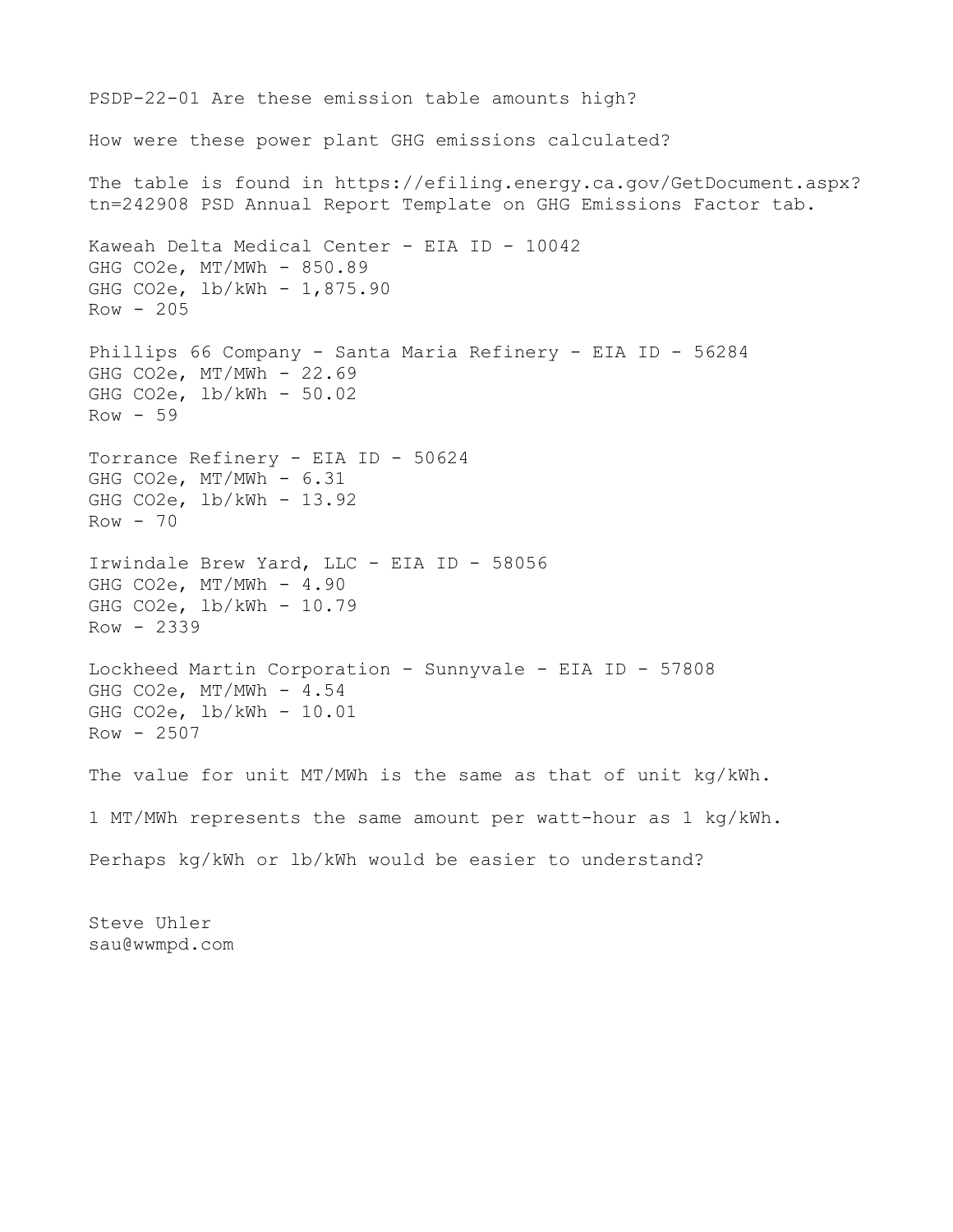PSDP-22-01 Are these emission table amounts high?

How were these power plant GHG emissions calculated?

The table is found in https://efiling.energy.ca.gov/GetDocument.aspx?tn=242908 PSD Annual Report Template on GHG Emissions Factor tab.

Kaweah Delta Medical Center - EIA ID - 10042
GHG $CO_2e$, MT/MWh - 850.89
GHG $CO_2e$, lb/kWh - 1,875.90
Row - 205

Phillips 66 Company - Santa Maria Refinery - EIA ID - 56284
GHG $CO_2e$, MT/MWh - 22.69
GHG $CO_2e$, lb/kWh - 50.02
Row - 59

Torrance Refinery - EIA ID - 50624
GHG $CO_2e$, MT/MWh - 6.31
GHG $CO_2e$, lb/kWh - 13.92
Row - 70

Irwindale Brew Yard, LLC - EIA ID - 58056
GHG $CO_2e$, MT/MWh - 4.90
GHG $CO_2e$, lb/kWh - 10.79
Row - 2339

Lockheed Martin Corporation - Sunnyvale - EIA ID - 57808
GHG $CO_2e$, MT/MWh - 4.54
GHG $CO_2e$, lb/kWh - 10.01
Row - 2507

The value for unit MT/MWh is the same as that of unit kg/kWh.

1 MT/MWh represents the same amount per watt-hour as 1 kg/kWh.

Perhaps kg/kWh or lb/kWh would be easier to understand?

Steve Uhler
sau@wwmpd.com